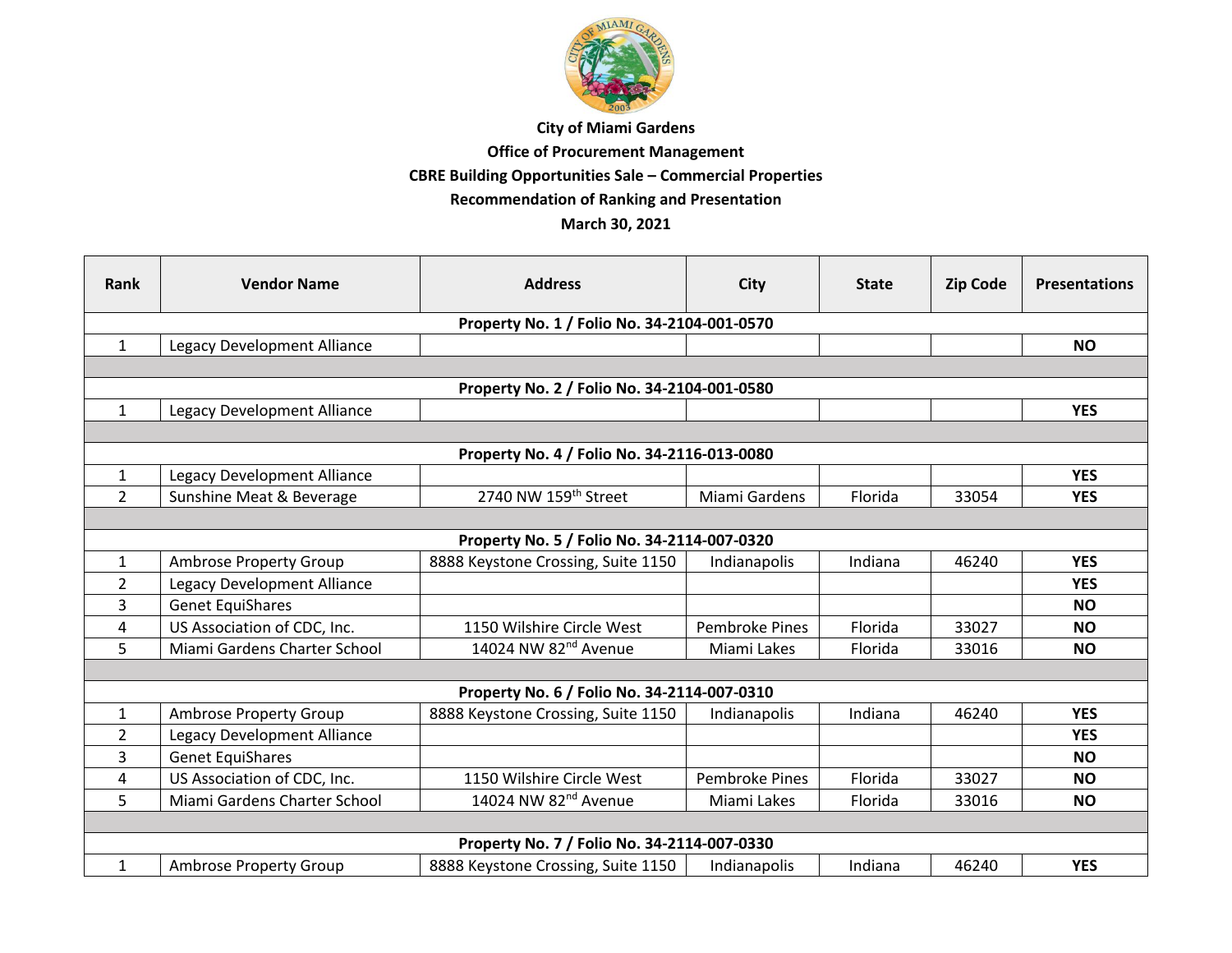**City of Miami Gardens**

**Office of Procurement Management**

**CBRE Building Opportunities Sale – Commercial Properties**

**Recommendation of Ranking and Presentation**

**March 30, 2021**

| Rank | Vendor Name | Address | City | State | Zip Code | Presentations |
|---|---|---|---|---|---|---|
| **Property No. 1 / Folio No. 34-2104-001-0570** | | | | | | |
| 1 | Legacy Development Alliance | | | | | **NO** |
| | | | | | | |
| **Property No. 2 / Folio No. 34-2104-001-0580** | | | | | | |
| 1 | Legacy Development Alliance | | | | | **YES** |
| | | | | | | |
| **Property No. 4 / Folio No. 34-2116-013-0080** | | | | | | |
| 1 | Legacy Development Alliance | | | | | **YES** |
| 2 | Sunshine Meat & Beverage | 2740 NW 159th Street | Miami Gardens | Florida | 33054 | **YES** |
| | | | | | | |
| **Property No. 5 / Folio No. 34-2114-007-0320** | | | | | | |
| 1 | Ambrose Property Group | 8888 Keystone Crossing, Suite 1150 | Indianapolis | Indiana | 46240 | **YES** |
| 2 | Legacy Development Alliance | | | | | **YES** |
| 3 | Genet EquiShares | | | | | **NO** |
| 4 | US Association of CDC, Inc. | 1150 Wilshire Circle West | Pembroke Pines | Florida | 33027 | **NO** |
| 5 | Miami Gardens Charter School | 14024 NW 82nd Avenue | Miami Lakes | Florida | 33016 | **NO** |
| | | | | | | |
| **Property No. 6 / Folio No. 34-2114-007-0310** | | | | | | |
| 1 | Ambrose Property Group | 8888 Keystone Crossing, Suite 1150 | Indianapolis | Indiana | 46240 | **YES** |
| 2 | Legacy Development Alliance | | | | | **YES** |
| 3 | Genet EquiShares | | | | | **NO** |
| 4 | US Association of CDC, Inc. | 1150 Wilshire Circle West | Pembroke Pines | Florida | 33027 | **NO** |
| 5 | Miami Gardens Charter School | 14024 NW 82nd Avenue | Miami Lakes | Florida | 33016 | **NO** |
| | | | | | | |
| **Property No. 7 / Folio No. 34-2114-007-0330** | | | | | | |
| 1 | Ambrose Property Group | 8888 Keystone Crossing, Suite 1150 | Indianapolis | Indiana | 46240 | **YES** |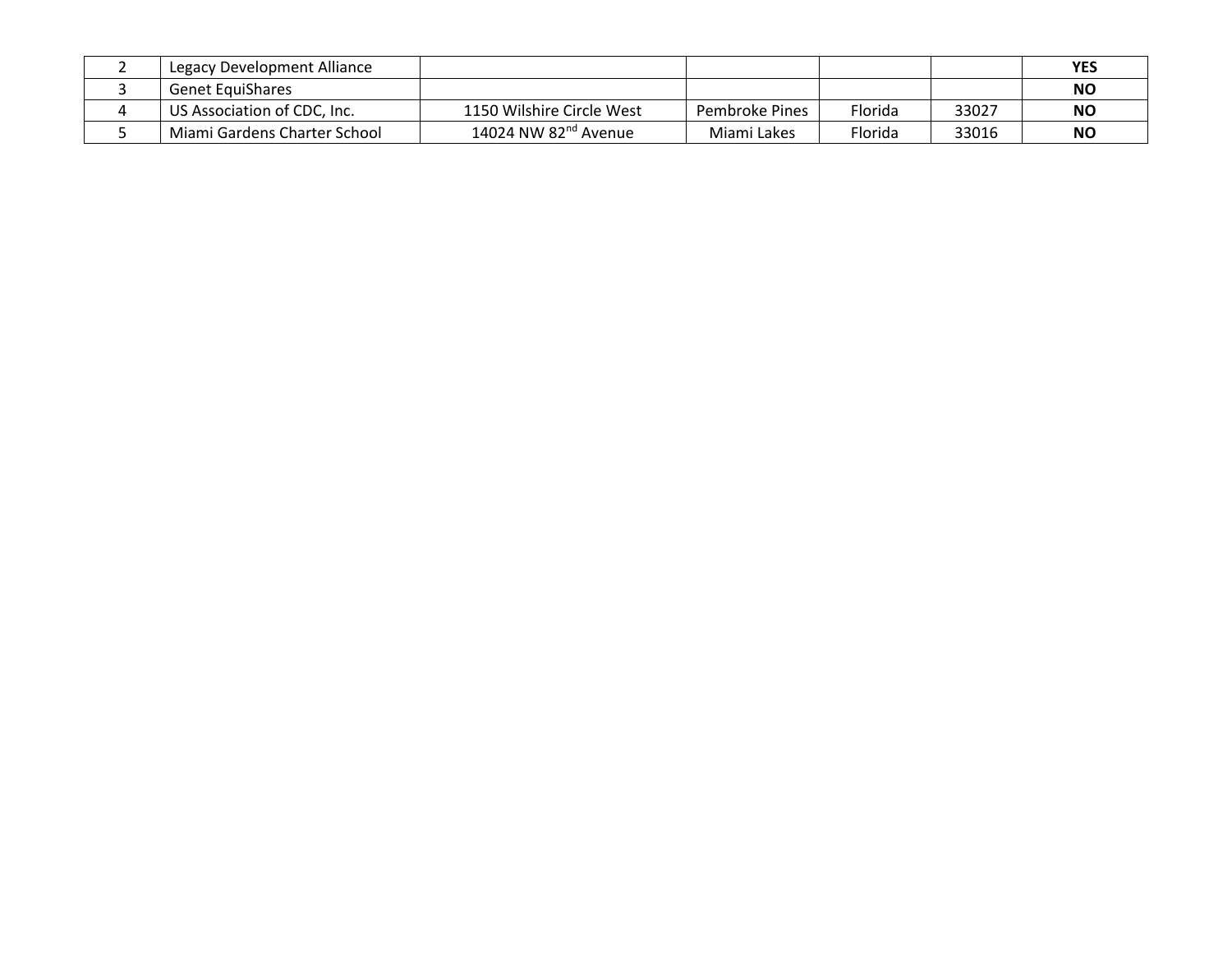| | | | | | | |
|---|---|---|---|---|---|---|
| 2 | Legacy Development Alliance | | | | | **YES** |
| 3 | Genet EquiShares | | | | | **NO** |
| 4 | US Association of CDC, Inc. | 1150 Wilshire Circle West | Pembroke Pines | Florida | 33027 | **NO** |
| 5 | Miami Gardens Charter School | 14024 NW 82nd Avenue | Miami Lakes | Florida | 33016 | **NO** |